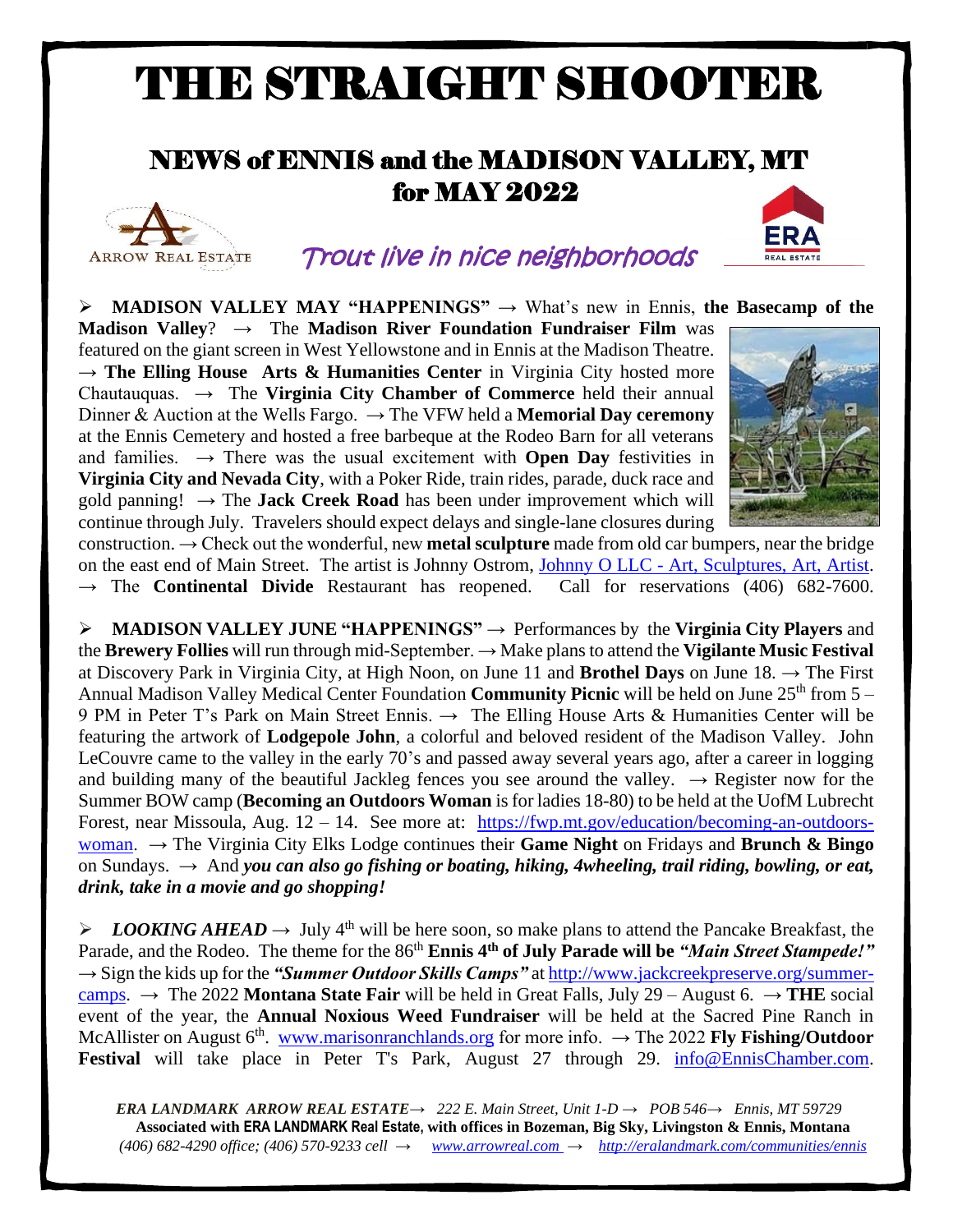# THE STRAIGHT SHOOTER

## NEWS of ENNIS and the MADISON VALLEY, MT for MAY 2022

ARROW REAL ESTATE

*Trout live in nice neighborhoods*

- **MADISON VALLEY MAY "HAPPENINGS"** → What's new in Ennis, **the Basecamp of the Madison Valley**? → The **Madison River Foundation Fundraiser Film** was featured on the giant screen in West Yellowstone and in Ennis at the Madison Theatre. → **The Elling House Arts & Humanities Center** in Virginia City hosted more Chautauquas. → The **Virginia City Chamber of Commerce** held their annual Dinner & Auction at the Wells Fargo. → The VFW held a **Memorial Day ceremony** at the Ennis Cemetery and hosted a free barbeque at the Rodeo Barn for all veterans and families. → There was the usual excitement with **Open Day** festivities in **Virginia City and Nevada City**, with a Poker Ride, train rides, parade, duck race and gold panning! → The **Jack Creek Road** has been under improvement which will continue through July. Travelers should expect delays and single-lane closures during construction. → Check out the wonderful, new **metal sculpture** made from old car bumpers, near the bridge on the east end of Main Street. The artist is Johnny Ostrom, Johnny O LLC - Art, Sculptures, Art, Artist. → The **Continental Divide** Restaurant has reopened. Call for reservations (406) 682-7600.

- **MADISON VALLEY JUNE "HAPPENINGS"** → Performances by the **Virginia City Players** and the **Brewery Follies** will run through mid-September. → Make plans to attend the **Vigilante Music Festival** at Discovery Park in Virginia City, at High Noon, on June 11 and **Brothel Days** on June 18. → The First Annual Madison Valley Medical Center Foundation **Community Picnic** will be held on June 25th from 5 – 9 PM in Peter T's Park on Main Street Ennis. → The Elling House Arts & Humanities Center will be featuring the artwork of **Lodgepole John**, a colorful and beloved resident of the Madison Valley. John LeCouvre came to the valley in the early 70's and passed away several years ago, after a career in logging and building many of the beautiful Jackleg fences you see around the valley. → Register now for the Summer BOW camp (**Becoming an Outdoors Woman** is for ladies 18-80) to be held at the UofM Lubrecht Forest, near Missoula, Aug. 12 – 14. See more at: https://fwp.mt.gov/education/becoming-an-outdoors-woman. → The Virginia City Elks Lodge continues their **Game Night** on Fridays and **Brunch & Bingo** on Sundays. → And ***you can also go fishing or boating, hiking, 4wheeling, trail riding, bowling, or eat, drink, take in a movie and go shopping!***

- ***LOOKING AHEAD*** → July 4th will be here soon, so make plans to attend the Pancake Breakfast, the Parade, and the Rodeo. The theme for the 86th **Ennis 4th of July Parade will be *"Main Street Stampede!"*** → Sign the kids up for the ***"Summer Outdoor Skills Camps"*** at http://www.jackcreekpreserve.org/summer-camps. → The 2022 **Montana State Fair** will be held in Great Falls, July 29 – August 6. → **THE** social event of the year, the **Annual Noxious Weed Fundraiser** will be held at the Sacred Pine Ranch in McAllister on August 6th. www.marisonranchlands.org for more info. → The 2022 **Fly Fishing/Outdoor Festival** will take place in Peter T's Park, August 27 through 29. info@EnnisChamber.com.

***ERA LANDMARK ARROW REAL ESTATE*** *→ 222 E. Main Street, Unit 1-D → POB 546→ Ennis, MT 59729*
**Associated with ERA LANDMARK Real Estate, with offices in Bozeman, Big Sky, Livingston & Ennis, Montana**
*(406) 682-4290 office; (406) 570-9233 cell → www.arrowreal.com → http://eralandmark.com/communities/ennis*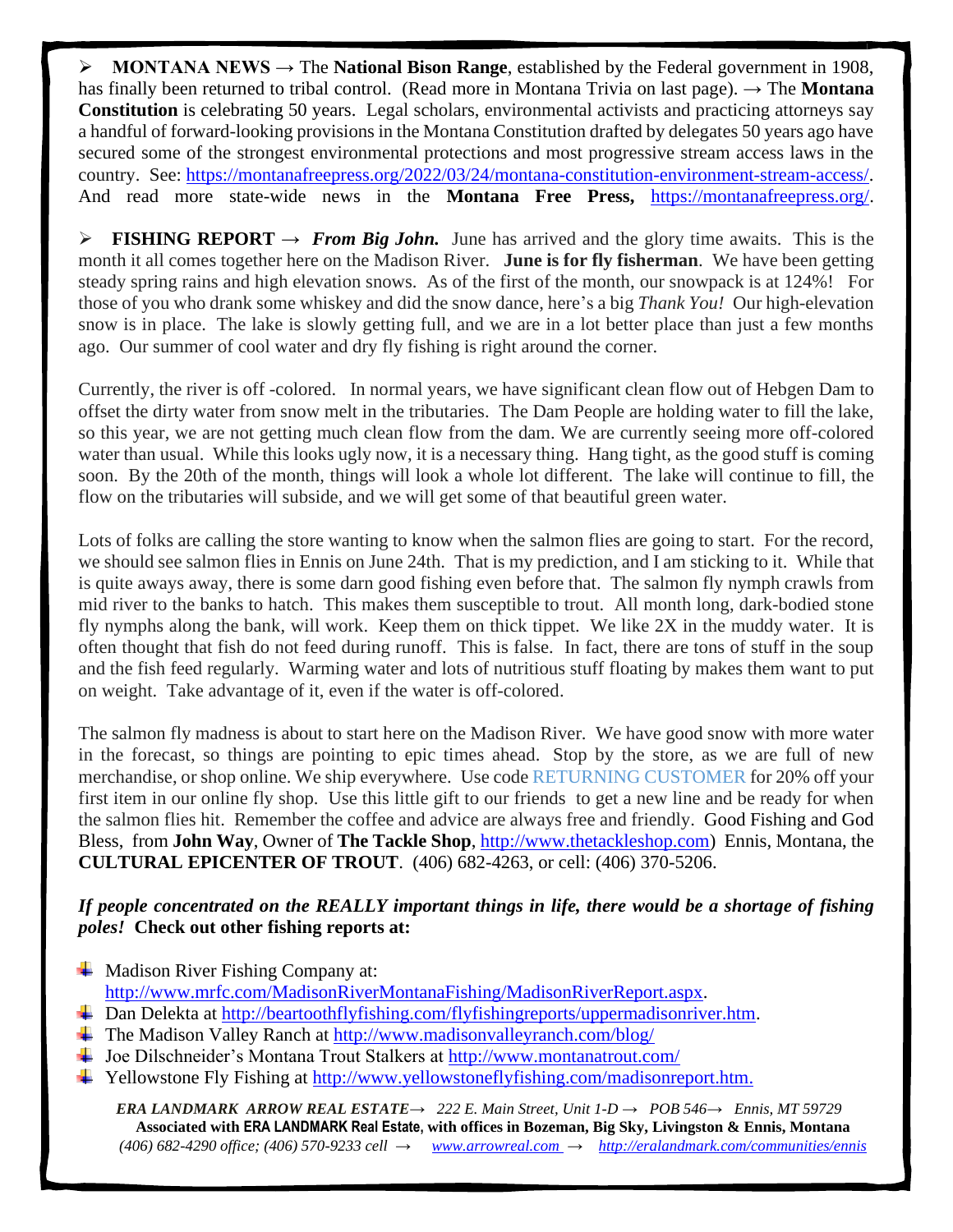- **MONTANA NEWS →** The **National Bison Range**, established by the Federal government in 1908, has finally been returned to tribal control. (Read more in Montana Trivia on last page). → The **Montana Constitution** is celebrating 50 years. Legal scholars, environmental activists and practicing attorneys say a handful of forward-looking provisions in the Montana Constitution drafted by delegates 50 years ago have secured some of the strongest environmental protections and most progressive stream access laws in the country. See: https://montanafreepress.org/2022/03/24/montana-constitution-environment-stream-access/. And read more state-wide news in the **Montana Free Press,** https://montanafreepress.org/.

- **FISHING REPORT →** ***From Big John.*** June has arrived and the glory time awaits. This is the month it all comes together here on the Madison River. **June is for fly fisherman**. We have been getting steady spring rains and high elevation snows. As of the first of the month, our snowpack is at 124%! For those of you who drank some whiskey and did the snow dance, here's a big *Thank You!* Our high-elevation snow is in place. The lake is slowly getting full, and we are in a lot better place than just a few months ago. Our summer of cool water and dry fly fishing is right around the corner.

Currently, the river is off -colored. In normal years, we have significant clean flow out of Hebgen Dam to offset the dirty water from snow melt in the tributaries. The Dam People are holding water to fill the lake, so this year, we are not getting much clean flow from the dam. We are currently seeing more off-colored water than usual. While this looks ugly now, it is a necessary thing. Hang tight, as the good stuff is coming soon. By the 20th of the month, things will look a whole lot different. The lake will continue to fill, the flow on the tributaries will subside, and we will get some of that beautiful green water.

Lots of folks are calling the store wanting to know when the salmon flies are going to start. For the record, we should see salmon flies in Ennis on June 24th. That is my prediction, and I am sticking to it. While that is quite aways away, there is some darn good fishing even before that. The salmon fly nymph crawls from mid river to the banks to hatch. This makes them susceptible to trout. All month long, dark-bodied stone fly nymphs along the bank, will work. Keep them on thick tippet. We like 2X in the muddy water. It is often thought that fish do not feed during runoff. This is false. In fact, there are tons of stuff in the soup and the fish feed regularly. Warming water and lots of nutritious stuff floating by makes them want to put on weight. Take advantage of it, even if the water is off-colored.

The salmon fly madness is about to start here on the Madison River. We have good snow with more water in the forecast, so things are pointing to epic times ahead. Stop by the store, as we are full of new merchandise, or shop online. We ship everywhere. Use code RETURNING CUSTOMER for 20% off your first item in our online fly shop. Use this little gift to our friends to get a new line and be ready for when the salmon flies hit. Remember the coffee and advice are always free and friendly. Good Fishing and God Bless, from **John Way**, Owner of **The Tackle Shop**, http://www.thetackleshop.com) Ennis, Montana, the **CULTURAL EPICENTER OF TROUT**. (406) 682-4263, or cell: (406) 370-5206.

***If people concentrated on the REALLY important things in life, there would be a shortage of fishing poles!*** **Check out other fishing reports at:**

- Madison River Fishing Company at: http://www.mrfc.com/MadisonRiverMontanaFishing/MadisonRiverReport.aspx.
- Dan Delekta at http://beartoothflyfishing.com/flyfishingreports/uppermadisonriver.htm.
- The Madison Valley Ranch at http://www.madisonvalleyranch.com/blog/
- Joe Dilschneider's Montana Trout Stalkers at http://www.montanatrout.com/
- Yellowstone Fly Fishing at http://www.yellowstoneflyfishing.com/madisonreport.htm.

***ERA LANDMARK ARROW REAL ESTATE*** *→ 222 E. Main Street, Unit 1-D → POB 546→ Ennis, MT 59729*
**Associated with ERA LANDMARK Real Estate, with offices in Bozeman, Big Sky, Livingston & Ennis, Montana**
*(406) 682-4290 office; (406) 570-9233 cell → www.arrowreal.com → http://eralandmark.com/communities/ennis*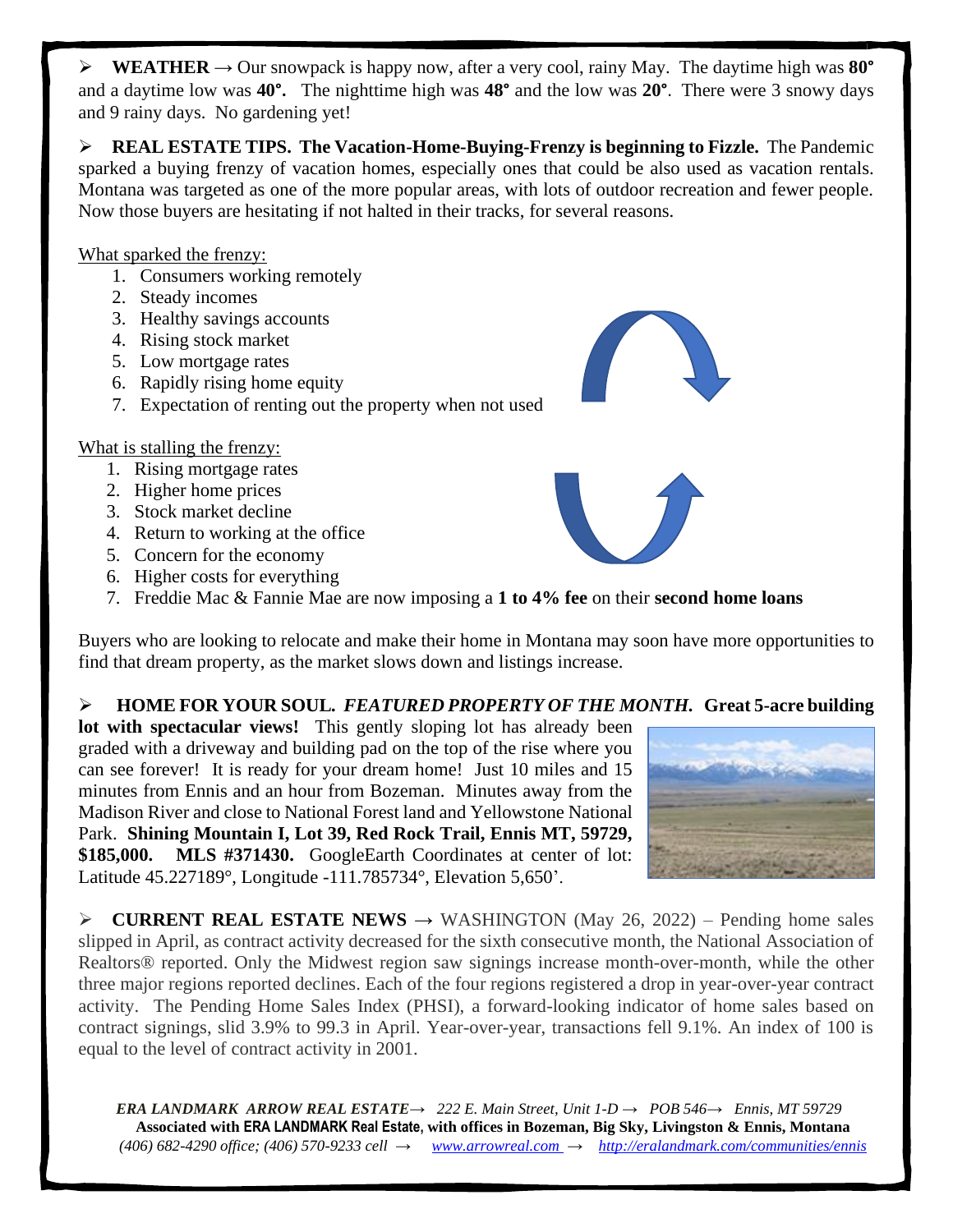➢ **WEATHER** → Our snowpack is happy now, after a very cool, rainy May. The daytime high was **80°** and a daytime low was **40°.** The nighttime high was **48°** and the low was **20°**. There were 3 snowy days and 9 rainy days. No gardening yet!

➢ **REAL ESTATE TIPS. The Vacation-Home-Buying-Frenzy is beginning to Fizzle.** The Pandemic sparked a buying frenzy of vacation homes, especially ones that could be also used as vacation rentals. Montana was targeted as one of the more popular areas, with lots of outdoor recreation and fewer people. Now those buyers are hesitating if not halted in their tracks, for several reasons.

What sparked the frenzy:

1. Consumers working remotely
2. Steady incomes
3. Healthy savings accounts
4. Rising stock market
5. Low mortgage rates
6. Rapidly rising home equity
7. Expectation of renting out the property when not used

What is stalling the frenzy:

1. Rising mortgage rates
2. Higher home prices
3. Stock market decline
4. Return to working at the office
5. Concern for the economy
6. Higher costs for everything
7. Freddie Mac & Fannie Mae are now imposing a **1 to 4% fee** on their **second home loans**

Buyers who are looking to relocate and make their home in Montana may soon have more opportunities to find that dream property, as the market slows down and listings increase.

➢ **HOME FOR YOUR SOUL.** ***FEATURED PROPERTY OF THE MONTH.*** **Great 5-acre building lot with spectacular views!** This gently sloping lot has already been graded with a driveway and building pad on the top of the rise where you can see forever! It is ready for your dream home! Just 10 miles and 15 minutes from Ennis and an hour from Bozeman. Minutes away from the Madison River and close to National Forest land and Yellowstone National Park. **Shining Mountain I, Lot 39, Red Rock Trail, Ennis MT, 59729, $185,000. MLS #371430.** GoogleEarth Coordinates at center of lot: Latitude 45.227189°, Longitude -111.785734°, Elevation 5,650'.

➢ **CURRENT REAL ESTATE NEWS** → WASHINGTON (May 26, 2022) – Pending home sales slipped in April, as contract activity decreased for the sixth consecutive month, the National Association of Realtors® reported. Only the Midwest region saw signings increase month-over-month, while the other three major regions reported declines. Each of the four regions registered a drop in year-over-year contract activity. The Pending Home Sales Index (PHSI), a forward-looking indicator of home sales based on contract signings, slid 3.9% to 99.3 in April. Year-over-year, transactions fell 9.1%. An index of 100 is equal to the level of contract activity in 2001.

*ERA LANDMARK ARROW REAL ESTATE→ 222 E. Main Street, Unit 1-D → POB 546→ Ennis, MT 59729*
**Associated with ERA LANDMARK Real Estate, with offices in Bozeman, Big Sky, Livingston & Ennis, Montana**
*(406) 682-4290 office; (406) 570-9233 cell → www.arrowreal.com → http://eralandmark.com/communities/ennis*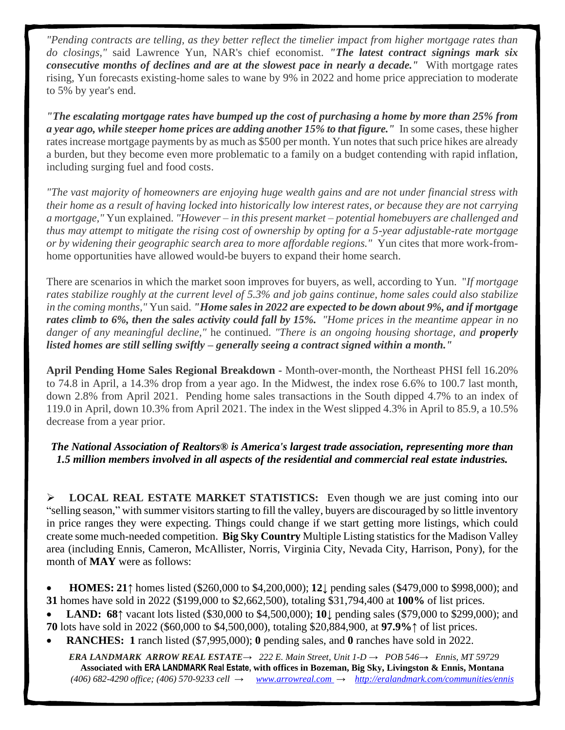*"Pending contracts are telling, as they better reflect the timelier impact from higher mortgage rates than do closings,"* said Lawrence Yun, NAR's chief economist. ***"The latest contract signings mark six consecutive months of declines and are at the slowest pace in nearly a decade."*** With mortgage rates rising, Yun forecasts existing-home sales to wane by 9% in 2022 and home price appreciation to moderate to 5% by year's end.

***"The escalating mortgage rates have bumped up the cost of purchasing a home by more than 25% from a year ago, while steeper home prices are adding another 15% to that figure."*** In some cases, these higher rates increase mortgage payments by as much as $500 per month. Yun notes that such price hikes are already a burden, but they become even more problematic to a family on a budget contending with rapid inflation, including surging fuel and food costs.

*"The vast majority of homeowners are enjoying huge wealth gains and are not under financial stress with their home as a result of having locked into historically low interest rates, or because they are not carrying a mortgage,"* Yun explained. *"However – in this present market – potential homebuyers are challenged and thus may attempt to mitigate the rising cost of ownership by opting for a 5-year adjustable-rate mortgage or by widening their geographic search area to more affordable regions."* Yun cites that more work-from-home opportunities have allowed would-be buyers to expand their home search.

There are scenarios in which the market soon improves for buyers, as well, according to Yun. "*If mortgage rates stabilize roughly at the current level of 5.3% and job gains continue, home sales could also stabilize in the coming months,"* Yun said. ***"Home sales in 2022 are expected to be down about 9%, and if mortgage rates climb to 6%, then the sales activity could fall by 15%.*** *"Home prices in the meantime appear in no danger of any meaningful decline,"* he continued. *"There is an ongoing housing shortage, and* ***properly listed homes are still selling swiftly – generally seeing a contract signed within a month."***

**April Pending Home Sales Regional Breakdown -** Month-over-month, the Northeast PHSI fell 16.20% to 74.8 in April, a 14.3% drop from a year ago. In the Midwest, the index rose 6.6% to 100.7 last month, down 2.8% from April 2021. Pending home sales transactions in the South dipped 4.7% to an index of 119.0 in April, down 10.3% from April 2021. The index in the West slipped 4.3% in April to 85.9, a 10.5% decrease from a year prior.

***The National Association of Realtors® is America's largest trade association, representing more than 1.5 million members involved in all aspects of the residential and commercial real estate industries.***

➢ **LOCAL REAL ESTATE MARKET STATISTICS:** Even though we are just coming into our "selling season," with summer visitors starting to fill the valley, buyers are discouraged by so little inventory in price ranges they were expecting. Things could change if we start getting more listings, which could create some much-needed competition. **Big Sky Country** Multiple Listing statistics for the Madison Valley area (including Ennis, Cameron, McAllister, Norris, Virginia City, Nevada City, Harrison, Pony), for the month of **MAY** were as follows:

- **HOMES: 21↑** homes listed ($260,000 to $4,200,000); **12↓** pending sales ($479,000 to $998,000); and **31** homes have sold in 2022 ($199,000 to $2,662,500), totaling $31,794,400 at **100%** of list prices.
- **LAND: 68↑** vacant lots listed ($30,000 to $4,500,000); **10↓** pending sales ($79,000 to $299,000); and **70** lots have sold in 2022 ($60,000 to $4,500,000), totaling $20,884,900, at **97.9%↑** of list prices.
- **RANCHES: 1** ranch listed ($7,995,000); **0** pending sales, and **0** ranches have sold in 2022.

***ERA LANDMARK ARROW REAL ESTATE→*** *222 E. Main Street, Unit 1-D → POB 546→ Ennis, MT 59729*
**Associated with ERA LANDMARK Real Estate, with offices in Bozeman, Big Sky, Livingston & Ennis, Montana**
*(406) 682-4290 office; (406) 570-9233 cell →* *www.arrowreal.com →* *http://eralandmark.com/communities/ennis*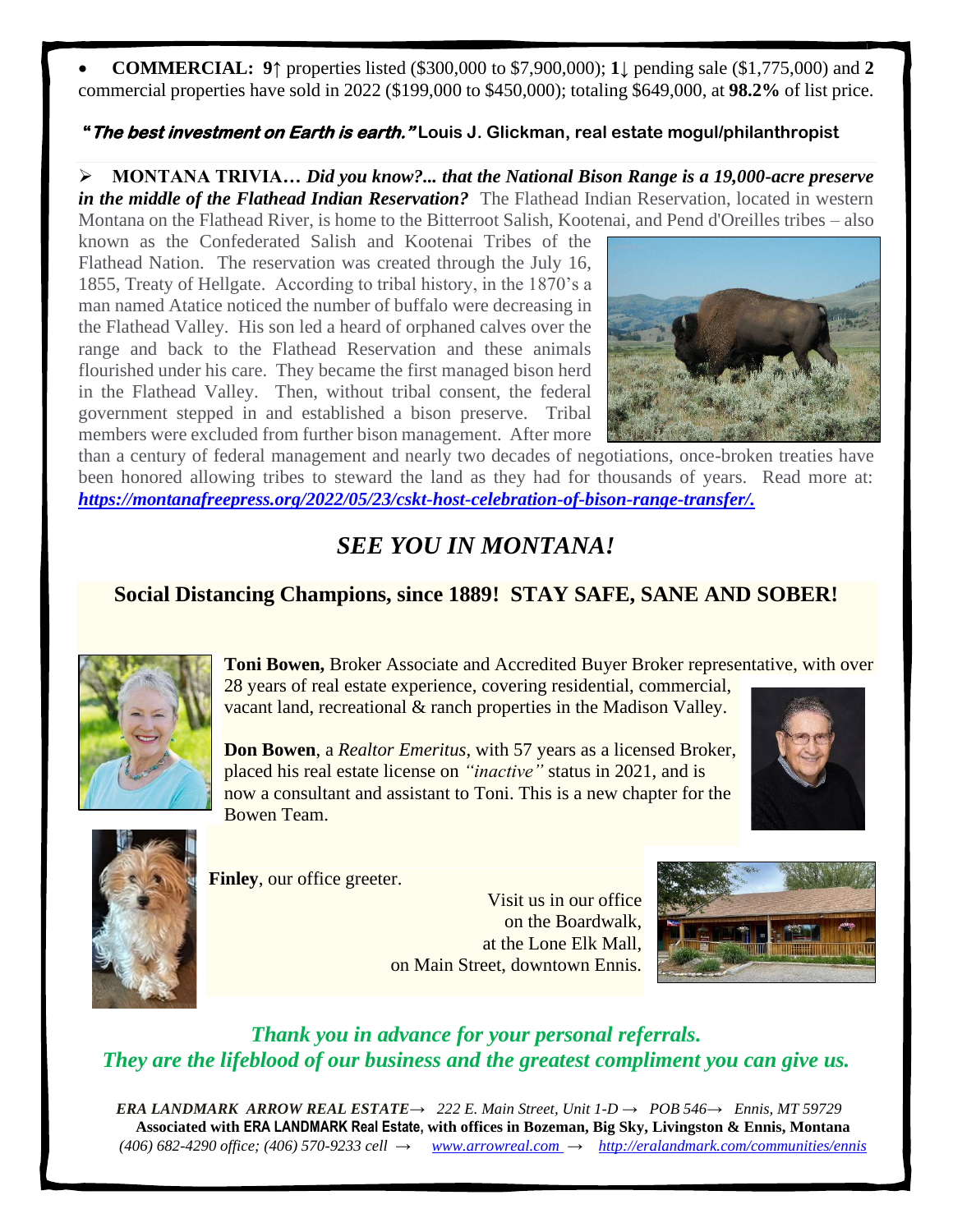- **COMMERCIAL: 9↑** properties listed ($300,000 to $7,900,000); **1↓** pending sale ($1,775,000) and **2** commercial properties have sold in 2022 ($199,000 to $450,000); totaling $649,000, at **98.2%** of list price.

**"*The best investment on Earth is earth.*" Louis J. Glickman, real estate mogul/philanthropist**

➢ **MONTANA TRIVIA…** ***Did you know?... that the National Bison Range is a 19,000-acre preserve in the middle of the Flathead Indian Reservation?*** The Flathead Indian Reservation, located in western Montana on the Flathead River, is home to the Bitterroot Salish, Kootenai, and Pend d'Oreilles tribes – also known as the Confederated Salish and Kootenai Tribes of the Flathead Nation. The reservation was created through the July 16, 1855, Treaty of Hellgate. According to tribal history, in the 1870's a man named Atatice noticed the number of buffalo were decreasing in the Flathead Valley. His son led a heard of orphaned calves over the range and back to the Flathead Reservation and these animals flourished under his care. They became the first managed bison herd in the Flathead Valley. Then, without tribal consent, the federal government stepped in and established a bison preserve. Tribal members were excluded from further bison management. After more than a century of federal management and nearly two decades of negotiations, once-broken treaties have been honored allowing tribes to steward the land as they had for thousands of years. Read more at: ***https://montanafreepress.org/2022/05/23/cskt-host-celebration-of-bison-range-transfer/.***

## *SEE YOU IN MONTANA!*

**Social Distancing Champions, since 1889! STAY SAFE, SANE AND SOBER!**

**Toni Bowen,** Broker Associate and Accredited Buyer Broker representative, with over 28 years of real estate experience, covering residential, commercial, vacant land, recreational & ranch properties in the Madison Valley.

**Don Bowen**, a *Realtor Emeritus*, with 57 years as a licensed Broker, placed his real estate license on *"inactive"* status in 2021, and is now a consultant and assistant to Toni. This is a new chapter for the Bowen Team.

**Finley**, our office greeter.

Visit us in our office on the Boardwalk, at the Lone Elk Mall, on Main Street, downtown Ennis.

*Thank you in advance for your personal referrals.*
*They are the lifeblood of our business and the greatest compliment you can give us.*

***ERA LANDMARK ARROW REAL ESTATE*** → *222 E. Main Street, Unit 1-D → POB 546→ Ennis, MT 59729*
**Associated with ERA LANDMARK Real Estate, with offices in Bozeman, Big Sky, Livingston & Ennis, Montana**
*(406) 682-4290 office; (406) 570-9233 cell → www.arrowreal.com → http://eralandmark.com/communities/ennis*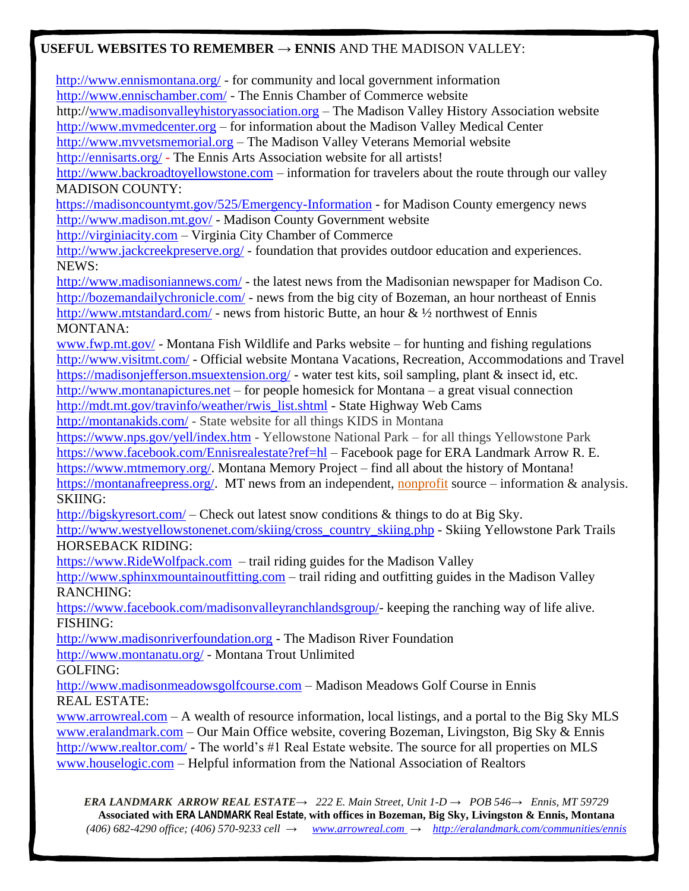**USEFUL WEBSITES TO REMEMBER → ENNIS** AND THE MADISON VALLEY:

http://www.ennismontana.org/ - for community and local government information
http://www.ennischamber.com/ - The Ennis Chamber of Commerce website
http://www.madisonvalleyhistoryassociation.org – The Madison Valley History Association website
http://www.mvmedcenter.org – for information about the Madison Valley Medical Center
http://www.mvvetsmemorial.org – The Madison Valley Veterans Memorial website
http://ennisarts.org/ - The Ennis Arts Association website for all artists!
http://www.backroadtoyellowstone.com – information for travelers about the route through our valley

MADISON COUNTY:

https://madisoncountymt.gov/525/Emergency-Information - for Madison County emergency news
http://www.madison.mt.gov/ - Madison County Government website
http://virginiacity.com – Virginia City Chamber of Commerce
http://www.jackcreekpreserve.org/ - foundation that provides outdoor education and experiences.

NEWS:

http://www.madisoniannews.com/ - the latest news from the Madisonian newspaper for Madison Co.
http://bozemandailychronicle.com/ - news from the big city of Bozeman, an hour northeast of Ennis
http://www.mtstandard.com/ - news from historic Butte, an hour & ½ northwest of Ennis

MONTANA:

www.fwp.mt.gov/ - Montana Fish Wildlife and Parks website – for hunting and fishing regulations
http://www.visitmt.com/ - Official website Montana Vacations, Recreation, Accommodations and Travel
https://madisonjefferson.msuextension.org/ - water test kits, soil sampling, plant & insect id, etc.
http://www.montanapictures.net – for people homesick for Montana – a great visual connection
http://mdt.mt.gov/travinfo/weather/rwis_list.shtml - State Highway Web Cams
http://montanakids.com/ - State website for all things KIDS in Montana
https://www.nps.gov/yell/index.htm - Yellowstone National Park – for all things Yellowstone Park
https://www.facebook.com/Ennisrealestate?ref=hl – Facebook page for ERA Landmark Arrow R. E.
https://www.mtmemory.org/. Montana Memory Project – find all about the history of Montana!
https://montanafreepress.org/. MT news from an independent, nonprofit source – information & analysis.

SKIING:

http://bigskyresort.com/ – Check out latest snow conditions & things to do at Big Sky.
http://www.westyellowstonenet.com/skiing/cross_country_skiing.php - Skiing Yellowstone Park Trails

HORSEBACK RIDING:

https://www.RideWolfpack.com – trail riding guides for the Madison Valley
http://www.sphinxmountainoutfitting.com – trail riding and outfitting guides in the Madison Valley

RANCHING:

https://www.facebook.com/madisonvalleyranchlandsgroup/- keeping the ranching way of life alive.

FISHING:

http://www.madisonriverfoundation.org - The Madison River Foundation
http://www.montanatu.org/ - Montana Trout Unlimited

GOLFING:

http://www.madisonmeadowsgolfcourse.com – Madison Meadows Golf Course in Ennis

REAL ESTATE:

www.arrowreal.com – A wealth of resource information, local listings, and a portal to the Big Sky MLS
www.eralandmark.com – Our Main Office website, covering Bozeman, Livingston, Big Sky & Ennis
http://www.realtor.com/ - The world's #1 Real Estate website. The source for all properties on MLS
www.houselogic.com – Helpful information from the National Association of Realtors

***ERA LANDMARK ARROW REAL ESTATE*** *→ 222 E. Main Street, Unit 1-D → POB 546→ Ennis, MT 59729*
**Associated with ERA LANDMARK Real Estate, with offices in Bozeman, Big Sky, Livingston & Ennis, Montana**
*(406) 682-4290 office; (406) 570-9233 cell → www.arrowreal.com → http://eralandmark.com/communities/ennis*